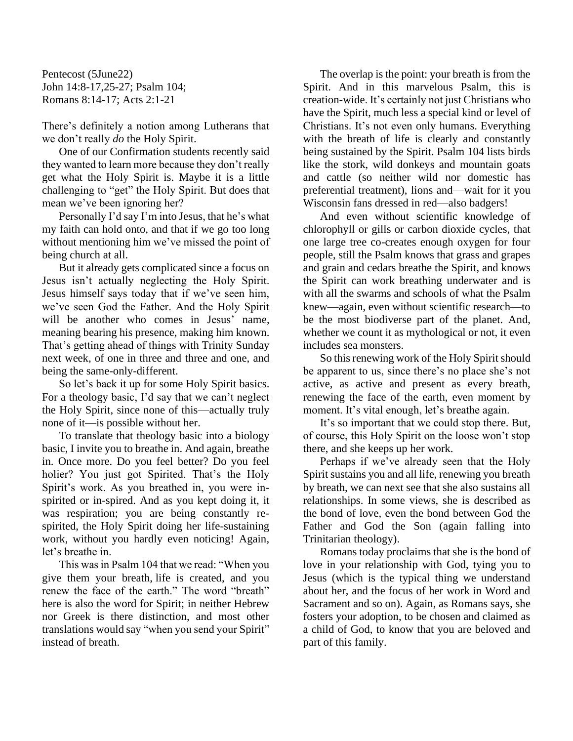Pentecost (5June22)
John 14:8-17,25-27; Psalm 104;
Romans 8:14-17; Acts 2:1-21

There's definitely a notion among Lutherans that we don't really *do* the Holy Spirit.

One of our Confirmation students recently said they wanted to learn more because they don't really get what the Holy Spirit is. Maybe it is a little challenging to "get" the Holy Spirit. But does that mean we've been ignoring her?

Personally I'd say I'm into Jesus, that he's what my faith can hold onto, and that if we go too long without mentioning him we've missed the point of being church at all.

But it already gets complicated since a focus on Jesus isn't actually neglecting the Holy Spirit. Jesus himself says today that if we've seen him, we've seen God the Father. And the Holy Spirit will be another who comes in Jesus' name, meaning bearing his presence, making him known. That's getting ahead of things with Trinity Sunday next week, of one in three and three and one, and being the same-only-different.

So let's back it up for some Holy Spirit basics. For a theology basic, I'd say that we can't neglect the Holy Spirit, since none of this—actually truly none of it—is possible without her.

To translate that theology basic into a biology basic, I invite you to breathe in. And again, breathe in. Once more. Do you feel better? Do you feel holier? You just got Spirited. That's the Holy Spirit's work. As you breathed in, you were in-spirited or in-spired. And as you kept doing it, it was respiration; you are being constantly re-spirited, the Holy Spirit doing her life-sustaining work, without you hardly even noticing! Again, let's breathe in.

This was in Psalm 104 that we read: "When you give them your breath, life is created, and you renew the face of the earth." The word "breath" here is also the word for Spirit; in neither Hebrew nor Greek is there distinction, and most other translations would say "when you send your Spirit" instead of breath.

The overlap is the point: your breath is from the Spirit. And in this marvelous Psalm, this is creation-wide. It's certainly not just Christians who have the Spirit, much less a special kind or level of Christians. It's not even only humans. Everything with the breath of life is clearly and constantly being sustained by the Spirit. Psalm 104 lists birds like the stork, wild donkeys and mountain goats and cattle (so neither wild nor domestic has preferential treatment), lions and—wait for it you Wisconsin fans dressed in red—also badgers!

And even without scientific knowledge of chlorophyll or gills or carbon dioxide cycles, that one large tree co-creates enough oxygen for four people, still the Psalm knows that grass and grapes and grain and cedars breathe the Spirit, and knows the Spirit can work breathing underwater and is with all the swarms and schools of what the Psalm knew—again, even without scientific research—to be the most biodiverse part of the planet. And, whether we count it as mythological or not, it even includes sea monsters.

So this renewing work of the Holy Spirit should be apparent to us, since there's no place she's not active, as active and present as every breath, renewing the face of the earth, even moment by moment. It's vital enough, let's breathe again.

It's so important that we could stop there. But, of course, this Holy Spirit on the loose won't stop there, and she keeps up her work.

Perhaps if we've already seen that the Holy Spirit sustains you and all life, renewing you breath by breath, we can next see that she also sustains all relationships. In some views, she is described as the bond of love, even the bond between God the Father and God the Son (again falling into Trinitarian theology).

Romans today proclaims that she is the bond of love in your relationship with God, tying you to Jesus (which is the typical thing we understand about her, and the focus of her work in Word and Sacrament and so on). Again, as Romans says, she fosters your adoption, to be chosen and claimed as a child of God, to know that you are beloved and part of this family.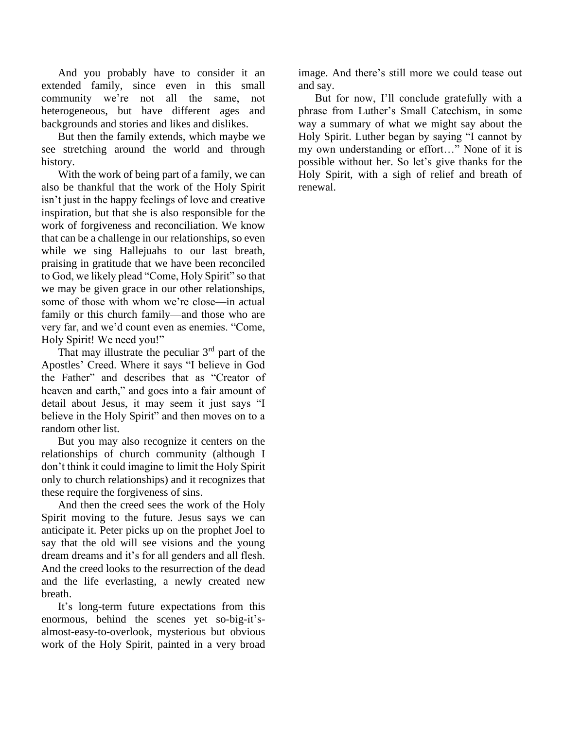And you probably have to consider it an extended family, since even in this small community we're not all the same, not heterogeneous, but have different ages and backgrounds and stories and likes and dislikes.

But then the family extends, which maybe we see stretching around the world and through history.

With the work of being part of a family, we can also be thankful that the work of the Holy Spirit isn't just in the happy feelings of love and creative inspiration, but that she is also responsible for the work of forgiveness and reconciliation. We know that can be a challenge in our relationships, so even while we sing Hallejuahs to our last breath, praising in gratitude that we have been reconciled to God, we likely plead "Come, Holy Spirit" so that we may be given grace in our other relationships, some of those with whom we're close—in actual family or this church family—and those who are very far, and we'd count even as enemies. "Come, Holy Spirit! We need you!"

That may illustrate the peculiar 3rd part of the Apostles' Creed. Where it says "I believe in God the Father" and describes that as "Creator of heaven and earth," and goes into a fair amount of detail about Jesus, it may seem it just says "I believe in the Holy Spirit" and then moves on to a random other list.

But you may also recognize it centers on the relationships of church community (although I don't think it could imagine to limit the Holy Spirit only to church relationships) and it recognizes that these require the forgiveness of sins.

And then the creed sees the work of the Holy Spirit moving to the future. Jesus says we can anticipate it. Peter picks up on the prophet Joel to say that the old will see visions and the young dream dreams and it's for all genders and all flesh. And the creed looks to the resurrection of the dead and the life everlasting, a newly created new breath.

It's long-term future expectations from this enormous, behind the scenes yet so-big-it's-almost-easy-to-overlook, mysterious but obvious work of the Holy Spirit, painted in a very broad image. And there's still more we could tease out and say.

But for now, I'll conclude gratefully with a phrase from Luther's Small Catechism, in some way a summary of what we might say about the Holy Spirit. Luther began by saying "I cannot by my own understanding or effort…" None of it is possible without her. So let's give thanks for the Holy Spirit, with a sigh of relief and breath of renewal.